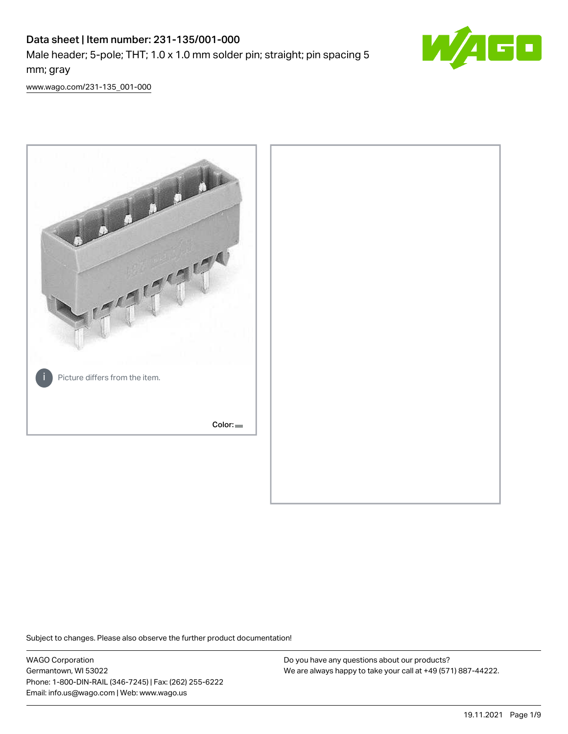# Data sheet | Item number: 231-135/001-000

Male header; 5-pole; THT; 1.0 x 1.0 mm solder pin; straight; pin spacing 5 mm; gray

www.wago.com/231-135_001-000

Picture differs from the item.

Color:

Subject to changes. Please also observe the further product documentation!

WAGO Corporation
Germantown, WI 53022
Phone: 1-800-DIN-RAIL (346-7245) | Fax: (262) 255-6222
Email: info.us@wago.com | Web: www.wago.us

Do you have any questions about our products?
We are always happy to take your call at +49 (571) 887-44222.

19.11.2021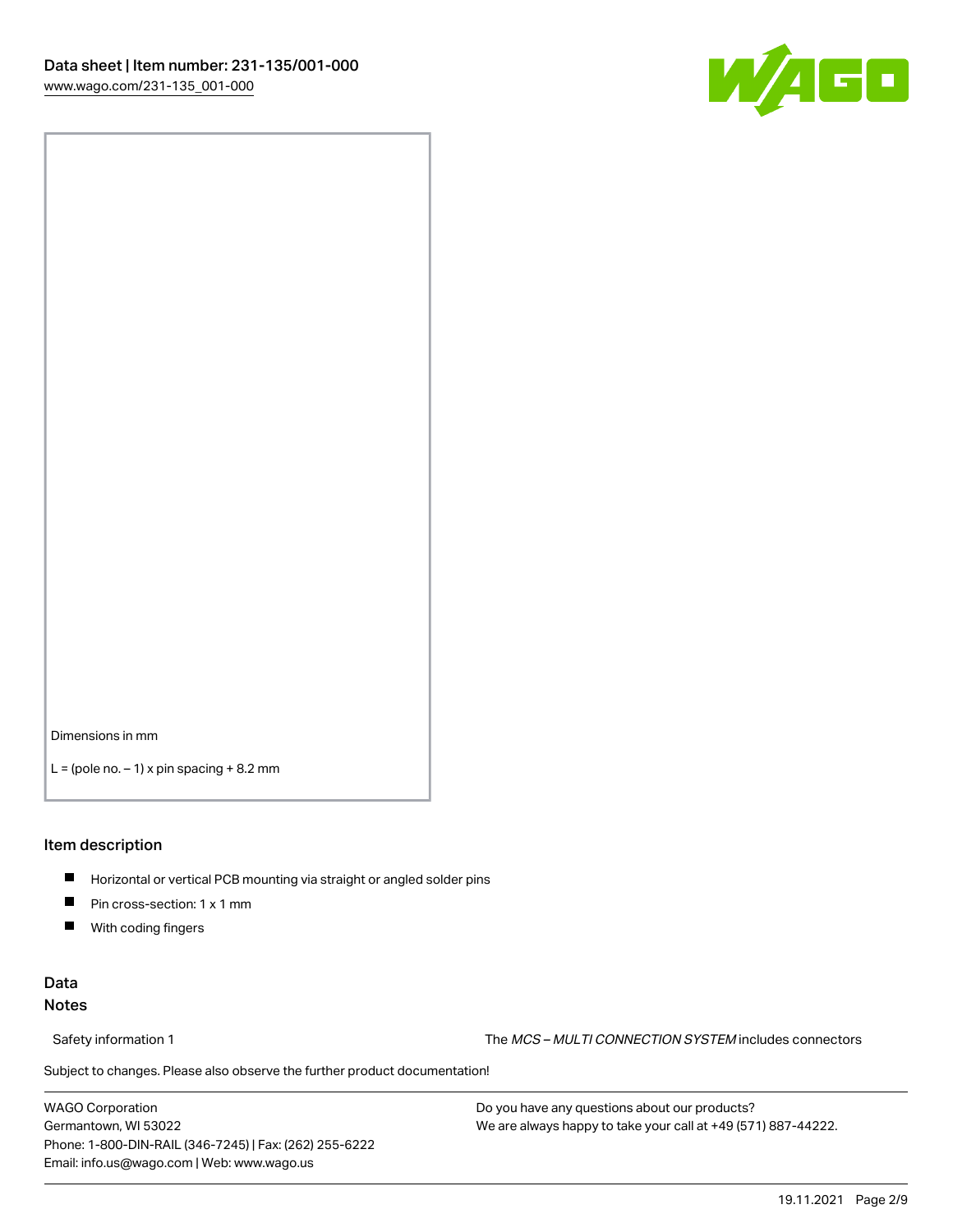Dimensions in mm

L = (pole no. − 1) x pin spacing + 8.2 mm

## Item description

- Horizontal or vertical PCB mounting via straight or angled solder pins
- Pin cross-section: 1 x 1 mm
- With coding fingers

## Data

### Notes

Safety information 1

The *MCS – MULTI CONNECTION SYSTEM* includes connectors

Subject to changes. Please also observe the further product documentation!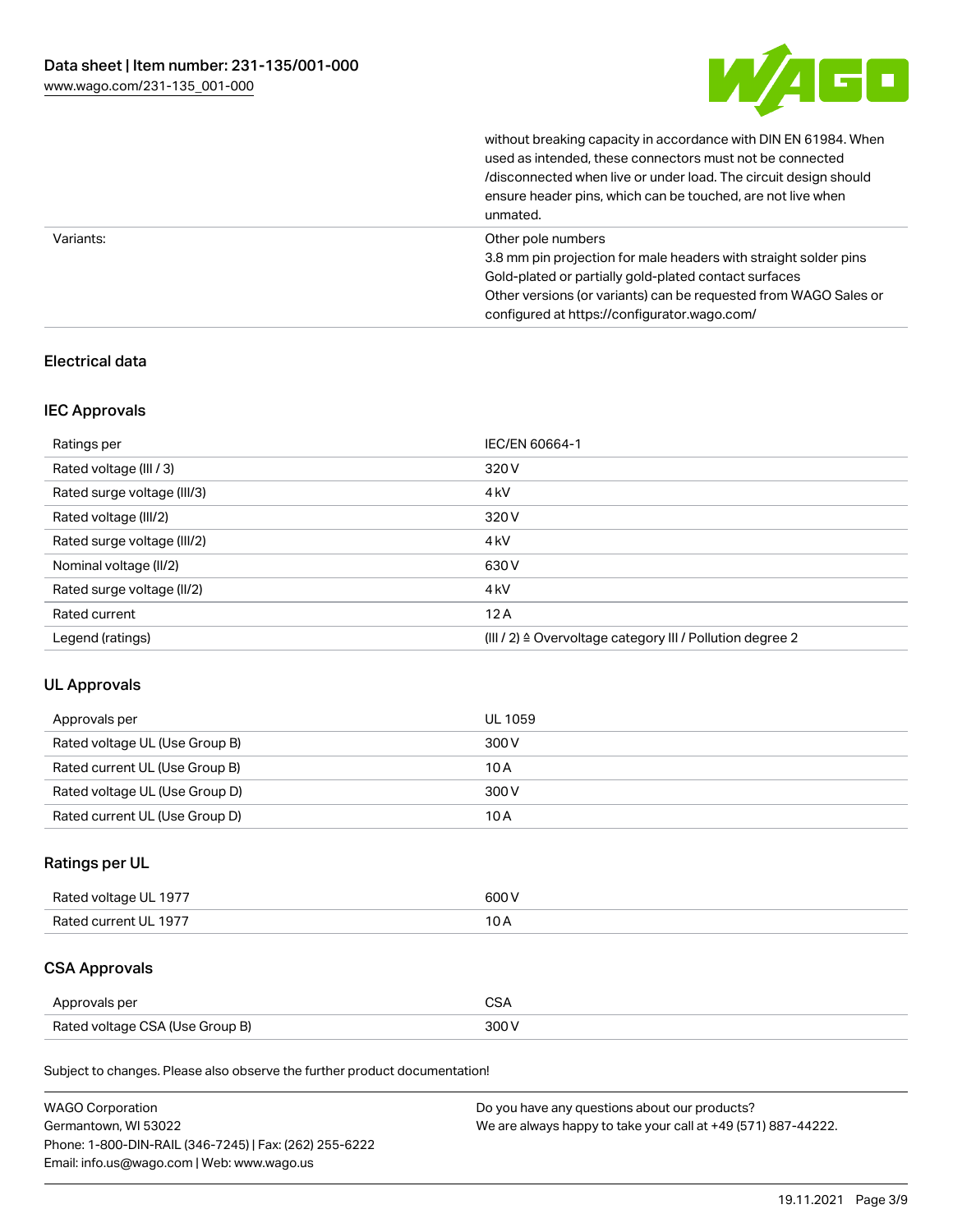| | |
|---|---|
| | without breaking capacity in accordance with DIN EN 61984. When used as intended, these connectors must not be connected /disconnected when live or under load. The circuit design should ensure header pins, which can be touched, are not live when unmated. |
| Variants: | Other pole numbers<br>3.8 mm pin projection for male headers with straight solder pins<br>Gold-plated or partially gold-plated contact surfaces<br>Other versions (or variants) can be requested from WAGO Sales or configured at https://configurator.wago.com/ |

## Electrical data

### IEC Approvals

| | |
|---|---|
| Ratings per | IEC/EN 60664-1 |
| Rated voltage (III / 3) | 320 V |
| Rated surge voltage (III/3) | 4 kV |
| Rated voltage (III/2) | 320 V |
| Rated surge voltage (III/2) | 4 kV |
| Nominal voltage (II/2) | 630 V |
| Rated surge voltage (II/2) | 4 kV |
| Rated current | 12 A |
| Legend (ratings) | (III / 2) ≙ Overvoltage category III / Pollution degree 2 |

### UL Approvals

| | |
|---|---|
| Approvals per | UL 1059 |
| Rated voltage UL (Use Group B) | 300 V |
| Rated current UL (Use Group B) | 10 A |
| Rated voltage UL (Use Group D) | 300 V |
| Rated current UL (Use Group D) | 10 A |

### Ratings per UL

| | |
|---|---|
| Rated voltage UL 1977 | 600 V |
| Rated current UL 1977 | 10 A |

### CSA Approvals

| | |
|---|---|
| Approvals per | CSA |
| Rated voltage CSA (Use Group B) | 300 V |

Subject to changes. Please also observe the further product documentation!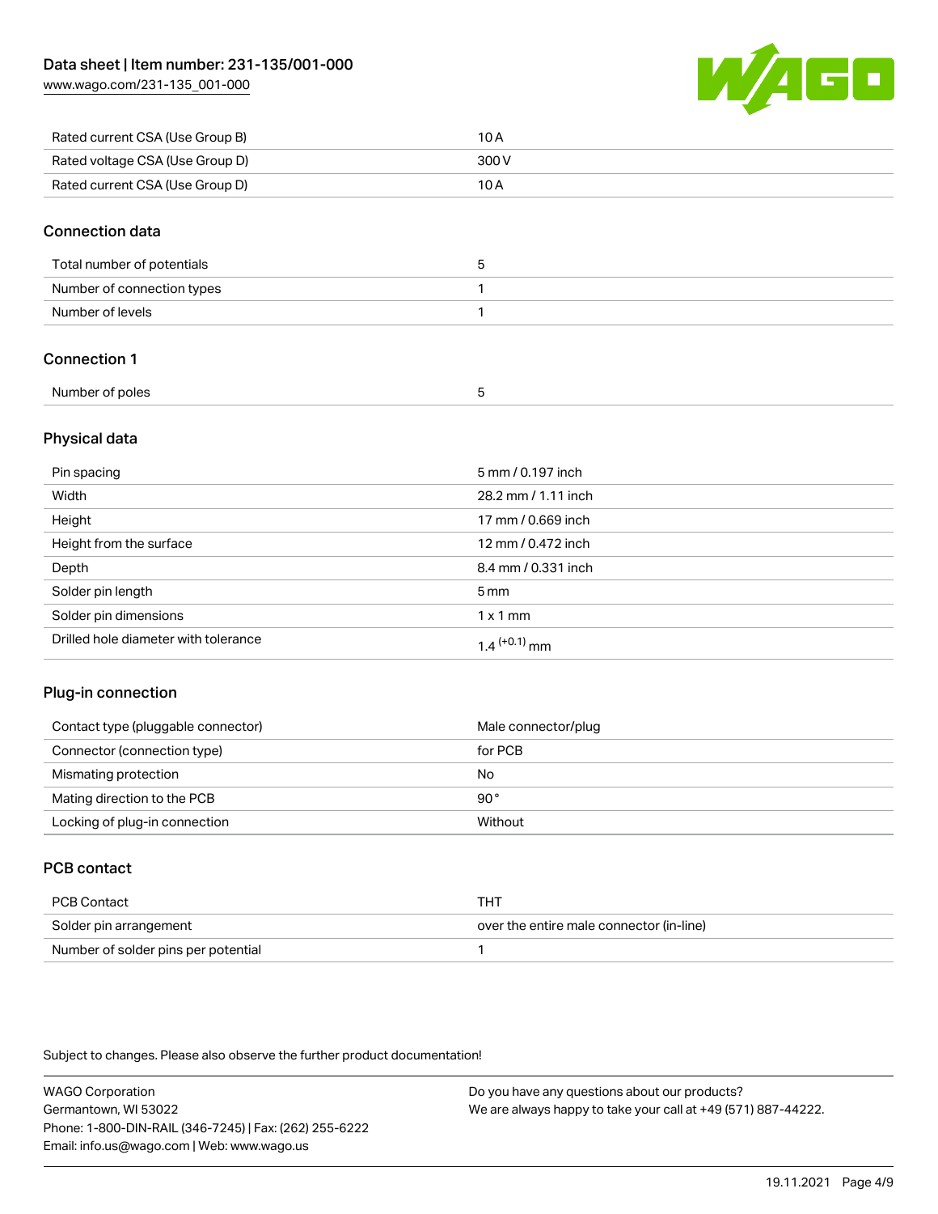| Rated current CSA (Use Group B) | 10 A |
| --- | --- |
| Rated voltage CSA (Use Group D) | 300 V |
| Rated current CSA (Use Group D) | 10 A |

## Connection data

| Total number of potentials | 5 |
| --- | --- |
| Number of connection types | 1 |
| Number of levels | 1 |

## Connection 1

| Number of poles | 5 |
| --- | --- |

## Physical data

| Pin spacing | 5 mm / 0.197 inch |
| --- | --- |
| Width | 28.2 mm / 1.11 inch |
| Height | 17 mm / 0.669 inch |
| Height from the surface | 12 mm / 0.472 inch |
| Depth | 8.4 mm / 0.331 inch |
| Solder pin length | 5 mm |
| Solder pin dimensions | 1 x 1 mm |
| Drilled hole diameter with tolerance | $1.4^{(+0.1)}$ mm |

## Plug-in connection

| Contact type (pluggable connector) | Male connector/plug |
| --- | --- |
| Connector (connection type) | for PCB |
| Mismating protection | No |
| Mating direction to the PCB | 90° |
| Locking of plug-in connection | Without |

## PCB contact

| PCB Contact | THT |
| --- | --- |
| Solder pin arrangement | over the entire male connector (in-line) |
| Number of solder pins per potential | 1 |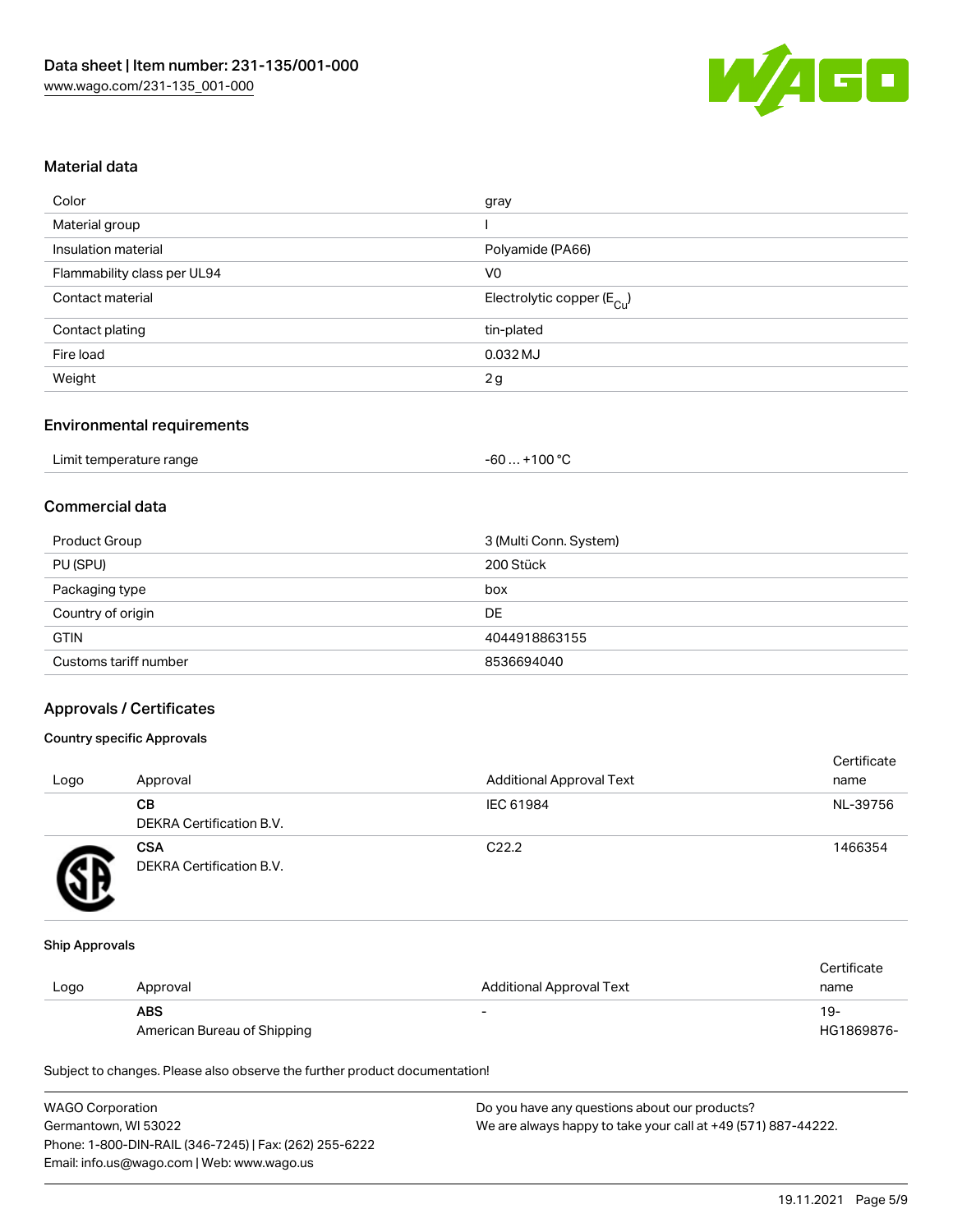## Material data

| | |
|---|---|
| Color | gray |
| Material group | I |
| Insulation material | Polyamide (PA66) |
| Flammability class per UL94 | V0 |
| Contact material | Electrolytic copper ($E_{Cu}$) |
| Contact plating | tin-plated |
| Fire load | 0.032 MJ |
| Weight | 2 g |

## Environmental requirements

| | |
|---|---|
| Limit temperature range | -60 … +100 °C |

## Commercial data

| | |
|---|---|
| Product Group | 3 (Multi Conn. System) |
| PU (SPU) | 200 Stück |
| Packaging type | box |
| Country of origin | DE |
| GTIN | 4044918863155 |
| Customs tariff number | 8536694040 |

## Approvals / Certificates

### Country specific Approvals

| Logo | Approval | Additional Approval Text | Certificate name |
|---|---|---|---|
| | **CB**<br>DEKRA Certification B.V. | IEC 61984 | NL-39756 |
| | **CSA**<br>DEKRA Certification B.V. | C22.2 | 1466354 |

### Ship Approvals

| Logo | Approval | Additional Approval Text | Certificate name |
|---|---|---|---|
| | **ABS**<br>American Bureau of Shipping | - | 19-HG1869876- |

Subject to changes. Please also observe the further product documentation!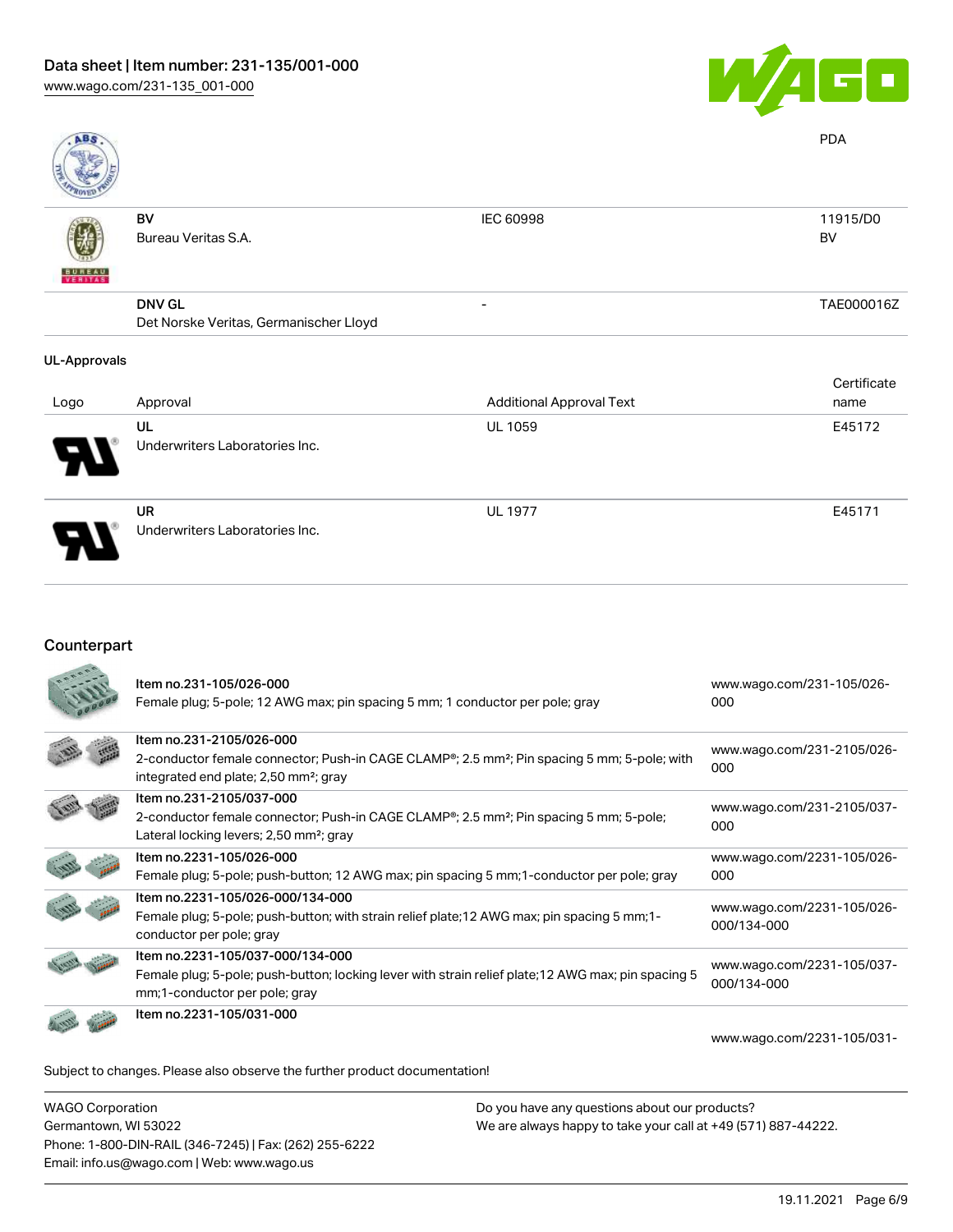| | | | PDA |
| --- | --- | --- | --- |
| | BV<br>Bureau Veritas S.A. | IEC 60998 | 11915/D0<br>BV |
| | DNV GL<br>Det Norske Veritas, Germanischer Lloyd | - | TAE000016Z |

### UL-Approvals

| Logo | Approval | Additional Approval Text | Certificate name |
| --- | --- | --- | --- |
| | UL<br>Underwriters Laboratories Inc. | UL 1059 | E45172 |
| | UR<br>Underwriters Laboratories Inc. | UL 1977 | E45171 |

## Counterpart

| | | |
| --- | --- | --- |
| | Item no.231-105/026-000<br>Female plug; 5-pole; 12 AWG max; pin spacing 5 mm; 1 conductor per pole; gray | www.wago.com/231-105/026-000 |
| | Item no.231-2105/026-000<br>2-conductor female connector; Push-in CAGE CLAMP®; 2.5 mm²; Pin spacing 5 mm; 5-pole; with integrated end plate; 2,50 mm²; gray | www.wago.com/231-2105/026-000 |
| | Item no.231-2105/037-000<br>2-conductor female connector; Push-in CAGE CLAMP®; 2.5 mm²; Pin spacing 5 mm; 5-pole; Lateral locking levers; 2,50 mm²; gray | www.wago.com/231-2105/037-000 |
| | Item no.2231-105/026-000<br>Female plug; 5-pole; push-button; 12 AWG max; pin spacing 5 mm;1-conductor per pole; gray | www.wago.com/2231-105/026-000 |
| | Item no.2231-105/026-000/134-000<br>Female plug; 5-pole; push-button; with strain relief plate;12 AWG max; pin spacing 5 mm;1-conductor per pole; gray | www.wago.com/2231-105/026-000/134-000 |
| | Item no.2231-105/037-000/134-000<br>Female plug; 5-pole; push-button; locking lever with strain relief plate;12 AWG max; pin spacing 5 mm;1-conductor per pole; gray | www.wago.com/2231-105/037-000/134-000 |
| | Item no.2231-105/031-000 | www.wago.com/2231-105/031- |

Subject to changes. Please also observe the further product documentation!

WAGO Corporation
Germantown, WI 53022
Phone: 1-800-DIN-RAIL (346-7245) | Fax: (262) 255-6222
Email: info.us@wago.com | Web: www.wago.us

Do you have any questions about our products?
We are always happy to take your call at +49 (571) 887-44222.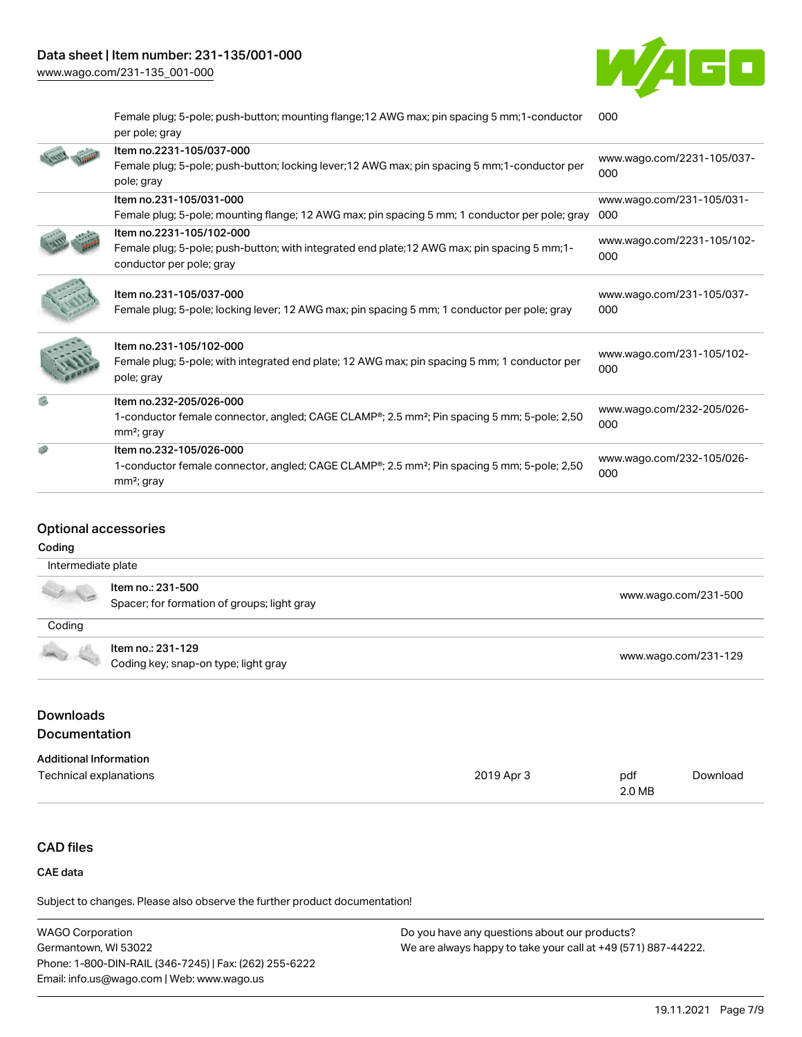| | |
|---|---|
| Female plug; 5-pole; push-button; mounting flange;12 AWG max; pin spacing 5 mm;1-conductor per pole; gray | 000 |
| Item no.2231-105/037-000<br>Female plug; 5-pole; push-button; locking lever;12 AWG max; pin spacing 5 mm;1-conductor per pole; gray | www.wago.com/2231-105/037-000 |
| Item no.231-105/031-000<br>Female plug; 5-pole; mounting flange; 12 AWG max; pin spacing 5 mm; 1 conductor per pole; gray | www.wago.com/231-105/031-000 |
| Item no.2231-105/102-000<br>Female plug; 5-pole; push-button; with integrated end plate;12 AWG max; pin spacing 5 mm;1-conductor per pole; gray | www.wago.com/2231-105/102-000 |
| Item no.231-105/037-000<br>Female plug; 5-pole; locking lever; 12 AWG max; pin spacing 5 mm; 1 conductor per pole; gray | www.wago.com/231-105/037-000 |
| Item no.231-105/102-000<br>Female plug; 5-pole; with integrated end plate; 12 AWG max; pin spacing 5 mm; 1 conductor per pole; gray | www.wago.com/231-105/102-000 |
| Item no.232-205/026-000<br>1-conductor female connector, angled; CAGE CLAMP®; 2.5 mm²; Pin spacing 5 mm; 5-pole; 2,50 mm²; gray | www.wago.com/232-205/026-000 |
| Item no.232-105/026-000<br>1-conductor female connector, angled; CAGE CLAMP®; 2.5 mm²; Pin spacing 5 mm; 5-pole; 2,50 mm²; gray | www.wago.com/232-105/026-000 |

## Optional accessories

### Coding

| Intermediate plate | |
|---|---|
| Item no.: 231-500<br>Spacer; for formation of groups; light gray | www.wago.com/231-500 |
| **Coding** | |
| Item no.: 231-129<br>Coding key; snap-on type; light gray | www.wago.com/231-129 |

## Downloads

## Documentation

### Additional Information

| | | | |
|---|---|---|---|
| Technical explanations | 2019 Apr 3 | pdf<br>2.0 MB | Download |

## CAD files

### CAE data

Subject to changes. Please also observe the further product documentation!

WAGO Corporation
Germantown, WI 53022
Phone: 1-800-DIN-RAIL (346-7245) | Fax: (262) 255-6222
Email: info.us@wago.com | Web: www.wago.us

Do you have any questions about our products?
We are always happy to take your call at +49 (571) 887-44222.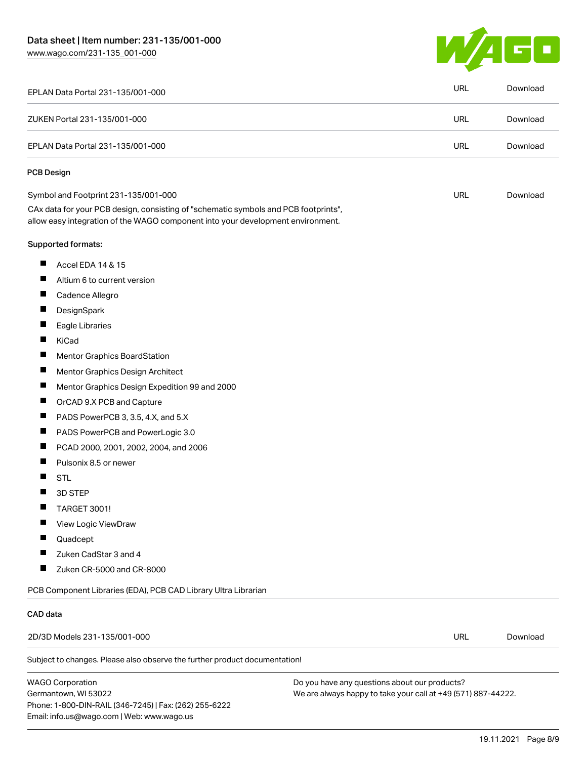| | | |
|---|---|---|
| EPLAN Data Portal 231-135/001-000 | URL | Download |
| ZUKEN Portal 231-135/001-000 | URL | Download |
| EPLAN Data Portal 231-135/001-000 | URL | Download |

### PCB Design

| | | |
|---|---|---|
| Symbol and Footprint 231-135/001-000 | URL | Download |

CAx data for your PCB design, consisting of "schematic symbols and PCB footprints", allow easy integration of the WAGO component into your development environment.

**Supported formats:**

- Accel EDA 14 & 15
- Altium 6 to current version
- Cadence Allegro
- DesignSpark
- Eagle Libraries
- KiCad
- Mentor Graphics BoardStation
- Mentor Graphics Design Architect
- Mentor Graphics Design Expedition 99 and 2000
- OrCAD 9.X PCB and Capture
- PADS PowerPCB 3, 3.5, 4.X, and 5.X
- PADS PowerPCB and PowerLogic 3.0
- PCAD 2000, 2001, 2002, 2004, and 2006
- Pulsonix 8.5 or newer
- STL
- 3D STEP
- TARGET 3001!
- View Logic ViewDraw
- Quadcept
- Zuken CadStar 3 and 4
- Zuken CR-5000 and CR-8000

PCB Component Libraries (EDA), PCB CAD Library Ultra Librarian

### CAD data

| | | |
|---|---|---|
| 2D/3D Models 231-135/001-000 | URL | Download |

Subject to changes. Please also observe the further product documentation!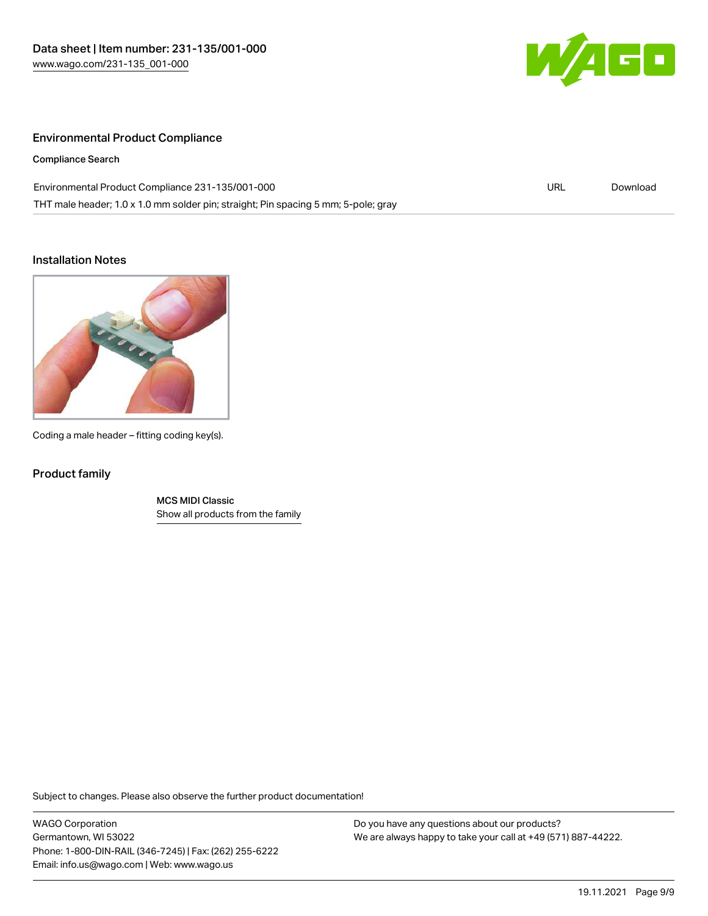## Environmental Product Compliance

**Compliance Search**

| | | |
|---|---|---|
| Environmental Product Compliance 231-135/001-000<br>THT male header; 1.0 x 1.0 mm solder pin; straight; Pin spacing 5 mm; 5-pole; gray | URL | Download |

## Installation Notes

Coding a male header – fitting coding key(s).

## Product family

MCS MIDI Classic
Show all products from the family

Subject to changes. Please also observe the further product documentation!

WAGO Corporation
Germantown, WI 53022
Phone: 1-800-DIN-RAIL (346-7245) | Fax: (262) 255-6222
Email: info.us@wago.com | Web: www.wago.us

Do you have any questions about our products?
We are always happy to take your call at +49 (571) 887-44222.